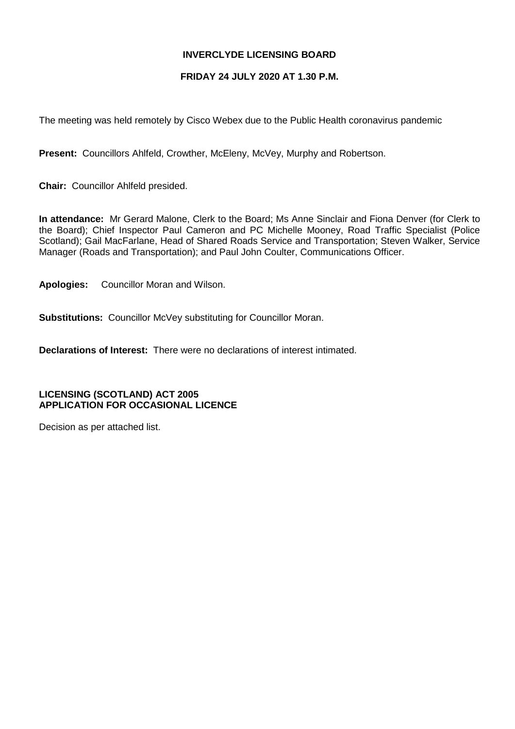**INVERCLYDE LICENSING BOARD**

**FRIDAY 24 JULY 2020 AT 1.30 P.M.**

The meeting was held remotely by Cisco Webex due to the Public Health coronavirus pandemic

**Present:** Councillors Ahlfeld, Crowther, McEleny, McVey, Murphy and Robertson.

**Chair:** Councillor Ahlfeld presided.

**In attendance:** Mr Gerard Malone, Clerk to the Board; Ms Anne Sinclair and Fiona Denver (for Clerk to the Board); Chief Inspector Paul Cameron and PC Michelle Mooney, Road Traffic Specialist (Police Scotland); Gail MacFarlane, Head of Shared Roads Service and Transportation; Steven Walker, Service Manager (Roads and Transportation); and Paul John Coulter, Communications Officer.

**Apologies:** Councillor Moran and Wilson.

**Substitutions:** Councillor McVey substituting for Councillor Moran.

**Declarations of Interest:** There were no declarations of interest intimated.

**LICENSING (SCOTLAND) ACT 2005**
**APPLICATION FOR OCCASIONAL LICENCE**

Decision as per attached list.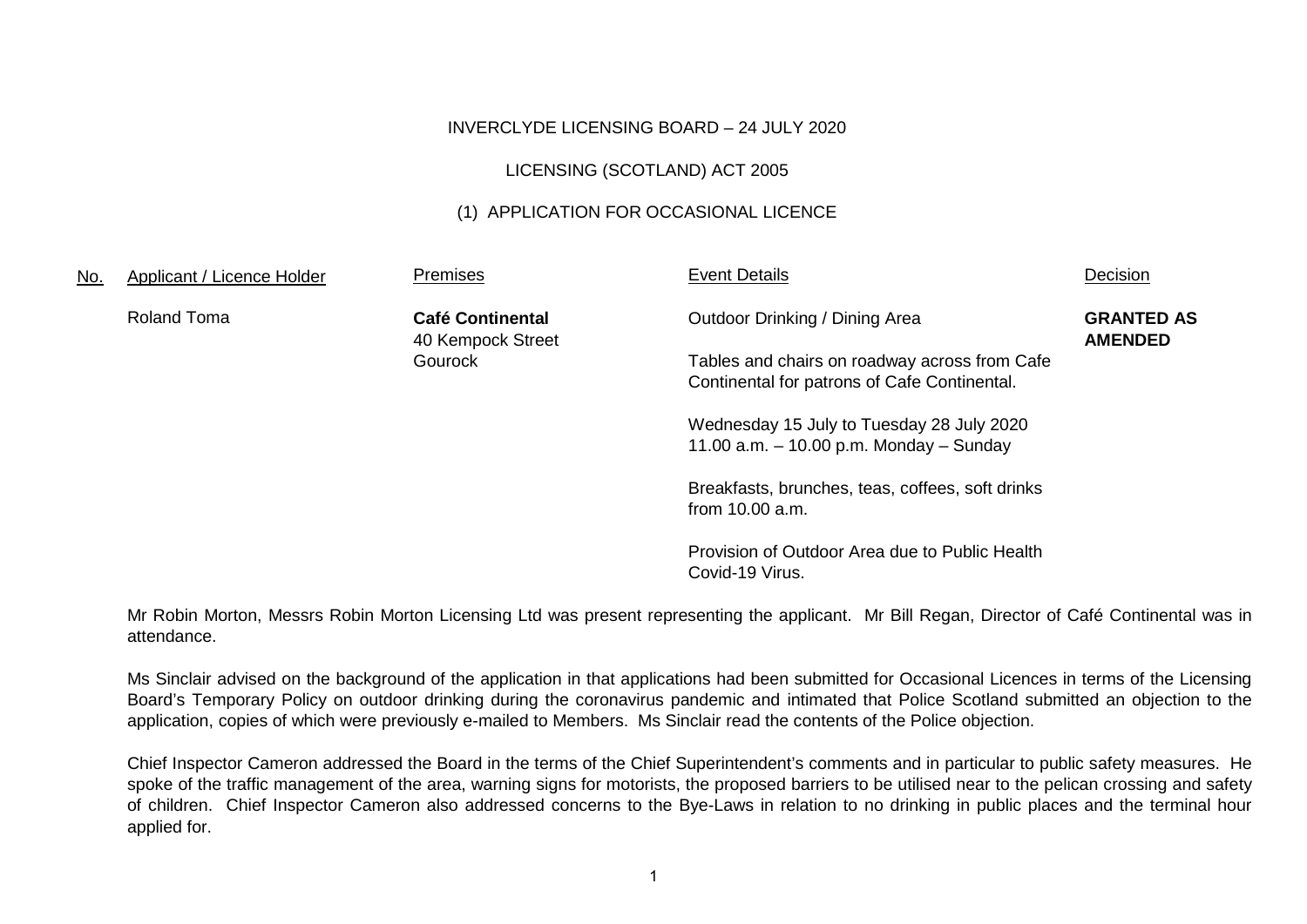INVERCLYDE LICENSING BOARD – 24 JULY 2020

LICENSING (SCOTLAND) ACT 2005

(1) APPLICATION FOR OCCASIONAL LICENCE

| No. | Applicant / Licence Holder | Premises | Event Details | Decision |
|---|---|---|---|---|
| | Roland Toma | **Café Continental**<br>40 Kempock Street<br>Gourock | Outdoor Drinking / Dining Area<br><br>Tables and chairs on roadway across from Cafe Continental for patrons of Cafe Continental.<br><br>Wednesday 15 July to Tuesday 28 July 2020<br>11.00 a.m. – 10.00 p.m. Monday – Sunday<br><br>Breakfasts, brunches, teas, coffees, soft drinks from 10.00 a.m.<br><br>Provision of Outdoor Area due to Public Health Covid-19 Virus. | **GRANTED AS AMENDED** |

Mr Robin Morton, Messrs Robin Morton Licensing Ltd was present representing the applicant. Mr Bill Regan, Director of Café Continental was in attendance.

Ms Sinclair advised on the background of the application in that applications had been submitted for Occasional Licences in terms of the Licensing Board's Temporary Policy on outdoor drinking during the coronavirus pandemic and intimated that Police Scotland submitted an objection to the application, copies of which were previously e-mailed to Members. Ms Sinclair read the contents of the Police objection.

Chief Inspector Cameron addressed the Board in the terms of the Chief Superintendent's comments and in particular to public safety measures. He spoke of the traffic management of the area, warning signs for motorists, the proposed barriers to be utilised near to the pelican crossing and safety of children. Chief Inspector Cameron also addressed concerns to the Bye-Laws in relation to no drinking in public places and the terminal hour applied for.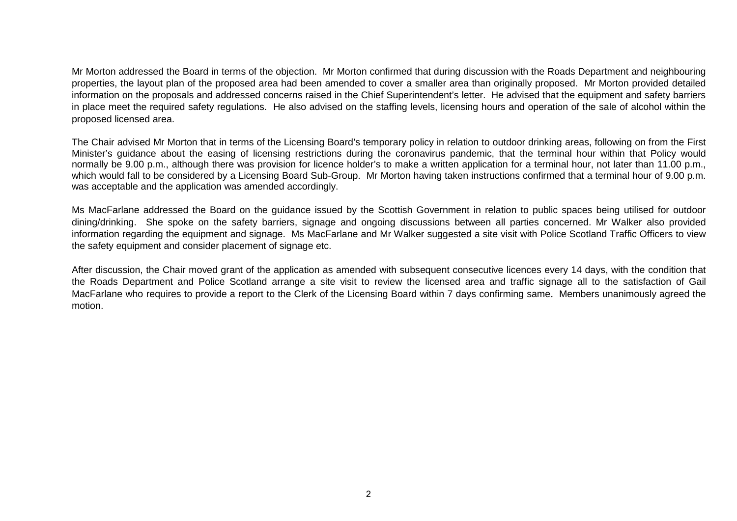Mr Morton addressed the Board in terms of the objection. Mr Morton confirmed that during discussion with the Roads Department and neighbouring properties, the layout plan of the proposed area had been amended to cover a smaller area than originally proposed. Mr Morton provided detailed information on the proposals and addressed concerns raised in the Chief Superintendent's letter. He advised that the equipment and safety barriers in place meet the required safety regulations. He also advised on the staffing levels, licensing hours and operation of the sale of alcohol within the proposed licensed area.

The Chair advised Mr Morton that in terms of the Licensing Board's temporary policy in relation to outdoor drinking areas, following on from the First Minister's guidance about the easing of licensing restrictions during the coronavirus pandemic, that the terminal hour within that Policy would normally be 9.00 p.m., although there was provision for licence holder's to make a written application for a terminal hour, not later than 11.00 p.m., which would fall to be considered by a Licensing Board Sub-Group. Mr Morton having taken instructions confirmed that a terminal hour of 9.00 p.m. was acceptable and the application was amended accordingly.

Ms MacFarlane addressed the Board on the guidance issued by the Scottish Government in relation to public spaces being utilised for outdoor dining/drinking. She spoke on the safety barriers, signage and ongoing discussions between all parties concerned. Mr Walker also provided information regarding the equipment and signage. Ms MacFarlane and Mr Walker suggested a site visit with Police Scotland Traffic Officers to view the safety equipment and consider placement of signage etc.

After discussion, the Chair moved grant of the application as amended with subsequent consecutive licences every 14 days, with the condition that the Roads Department and Police Scotland arrange a site visit to review the licensed area and traffic signage all to the satisfaction of Gail MacFarlane who requires to provide a report to the Clerk of the Licensing Board within 7 days confirming same. Members unanimously agreed the motion.